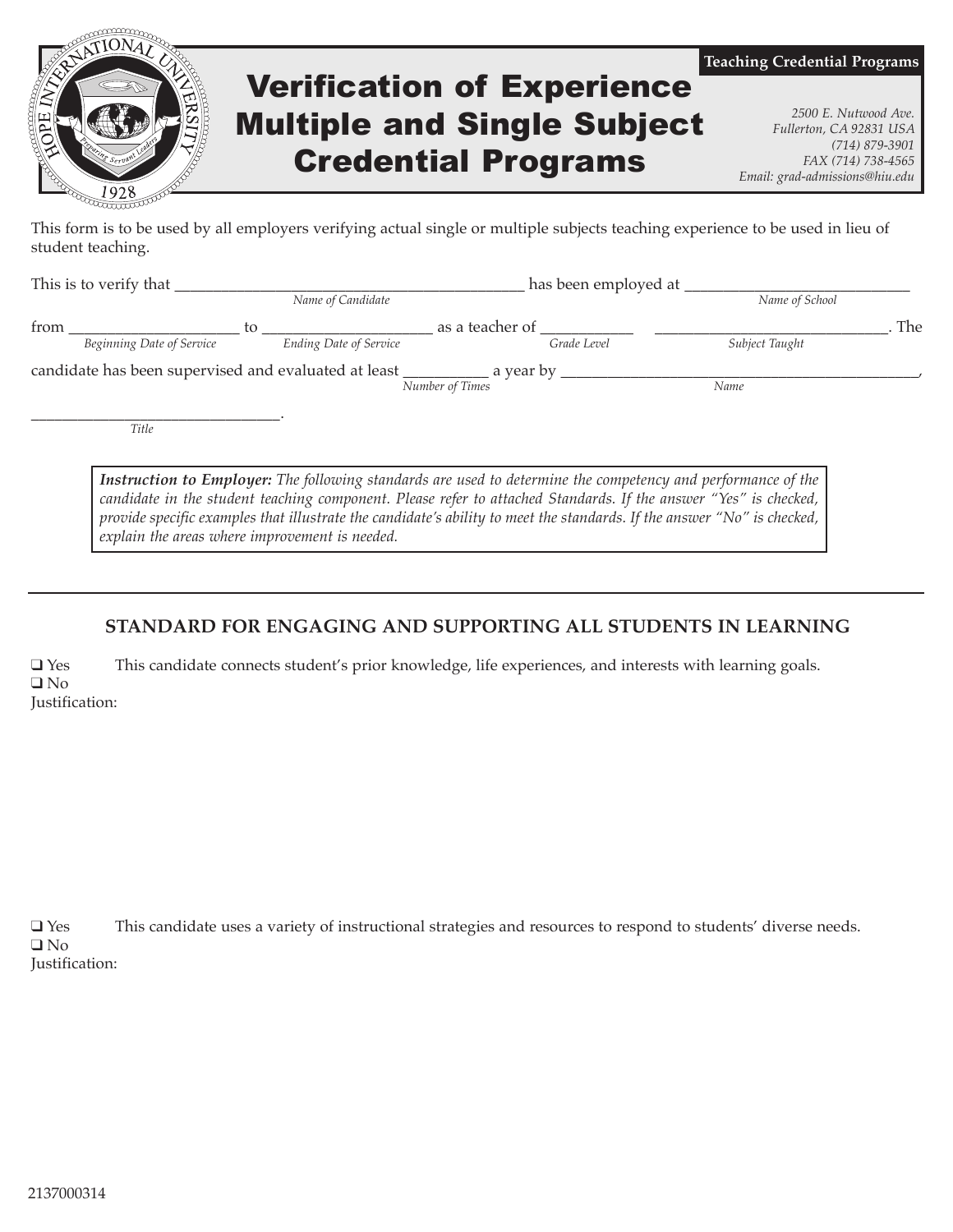Teaching Credential Programs

# Verification of Experience Multiple and Single Subject Credential Programs

*2500 E. Nutwood Ave.*
*Fullerton, CA 92831 USA*
*(714) 879-3901*
*FAX (714) 738-4565*
*Email: grad-admissions@hiu.edu*

This form is to be used by all employers verifying actual single or multiple subjects teaching experience to be used in lieu of student teaching.

This is to verify that ___________________________________________ has been employed at ____________________________
*Name of Candidate* *Name of School*

from _____________________ to _____________________ as a teacher of ___________ _____________________________. The
*Beginning Date of Service* *Ending Date of Service* *Grade Level* *Subject Taught*

candidate has been supervised and evaluated at least __________ a year by ______________________________________________,
*Number of Times* *Name*

_______________________________.
*Title*

> ***Instruction to Employer:*** *The following standards are used to determine the competency and performance of the candidate in the student teaching component. Please refer to attached Standards. If the answer "Yes" is checked, provide specific examples that illustrate the candidate's ability to meet the standards. If the answer "No" is checked, explain the areas where improvement is needed.*

---

## STANDARD FOR ENGAGING AND SUPPORTING ALL STUDENTS IN LEARNING

❑ Yes This candidate connects student's prior knowledge, life experiences, and interests with learning goals.
❑ No
Justification:

❑ Yes This candidate uses a variety of instructional strategies and resources to respond to students' diverse needs.
❑ No
Justification:

2137000314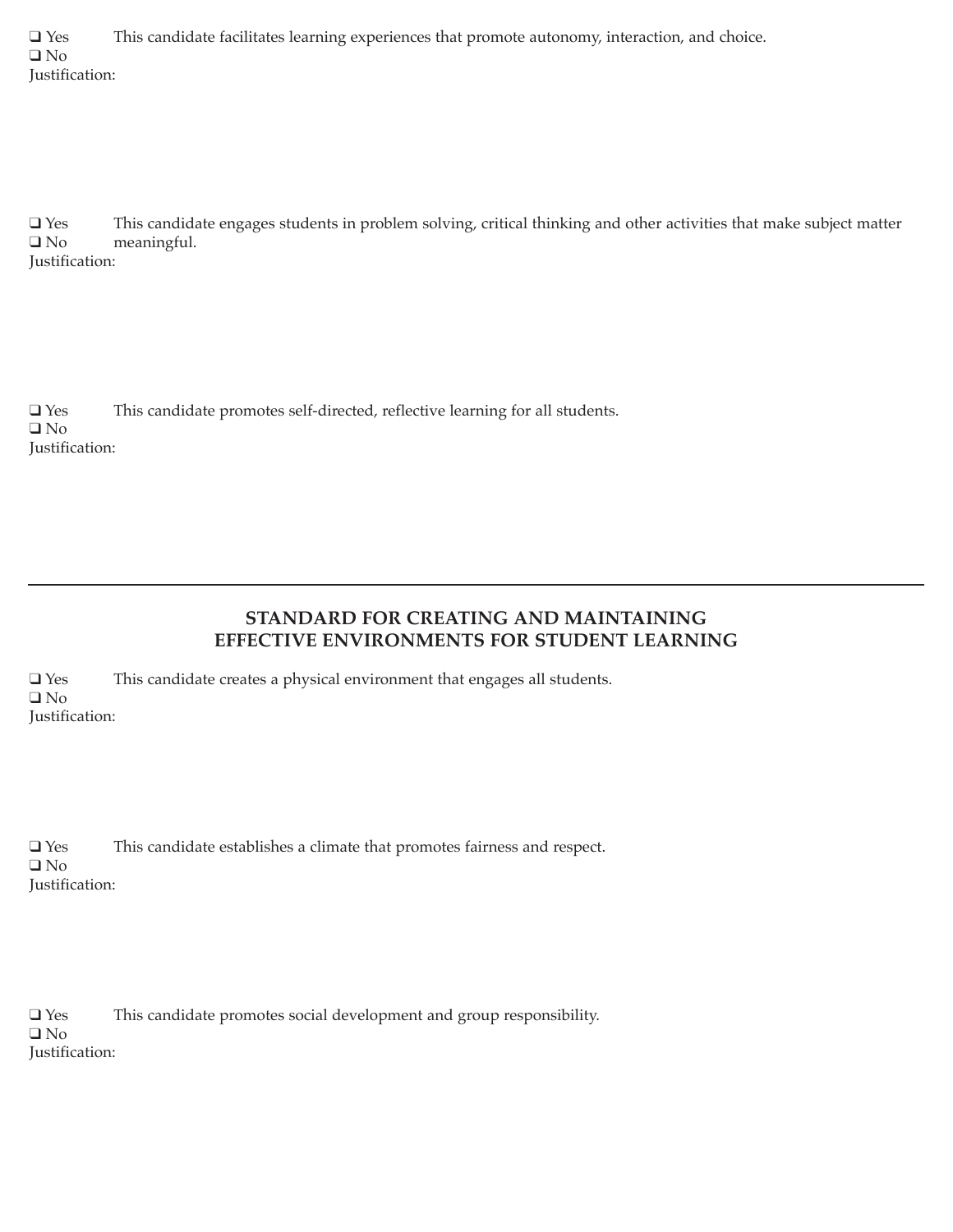❑ Yes This candidate facilitates learning experiences that promote autonomy, interaction, and choice.
❑ No
Justification:

❑ Yes This candidate engages students in problem solving, critical thinking and other activities that make subject matter meaningful.
❑ No
Justification:

❑ Yes This candidate promotes self-directed, reflective learning for all students.
❑ No
Justification:

---

## STANDARD FOR CREATING AND MAINTAINING EFFECTIVE ENVIRONMENTS FOR STUDENT LEARNING

❑ Yes This candidate creates a physical environment that engages all students.
❑ No
Justification:

❑ Yes This candidate establishes a climate that promotes fairness and respect.
❑ No
Justification:

❑ Yes This candidate promotes social development and group responsibility.
❑ No
Justification: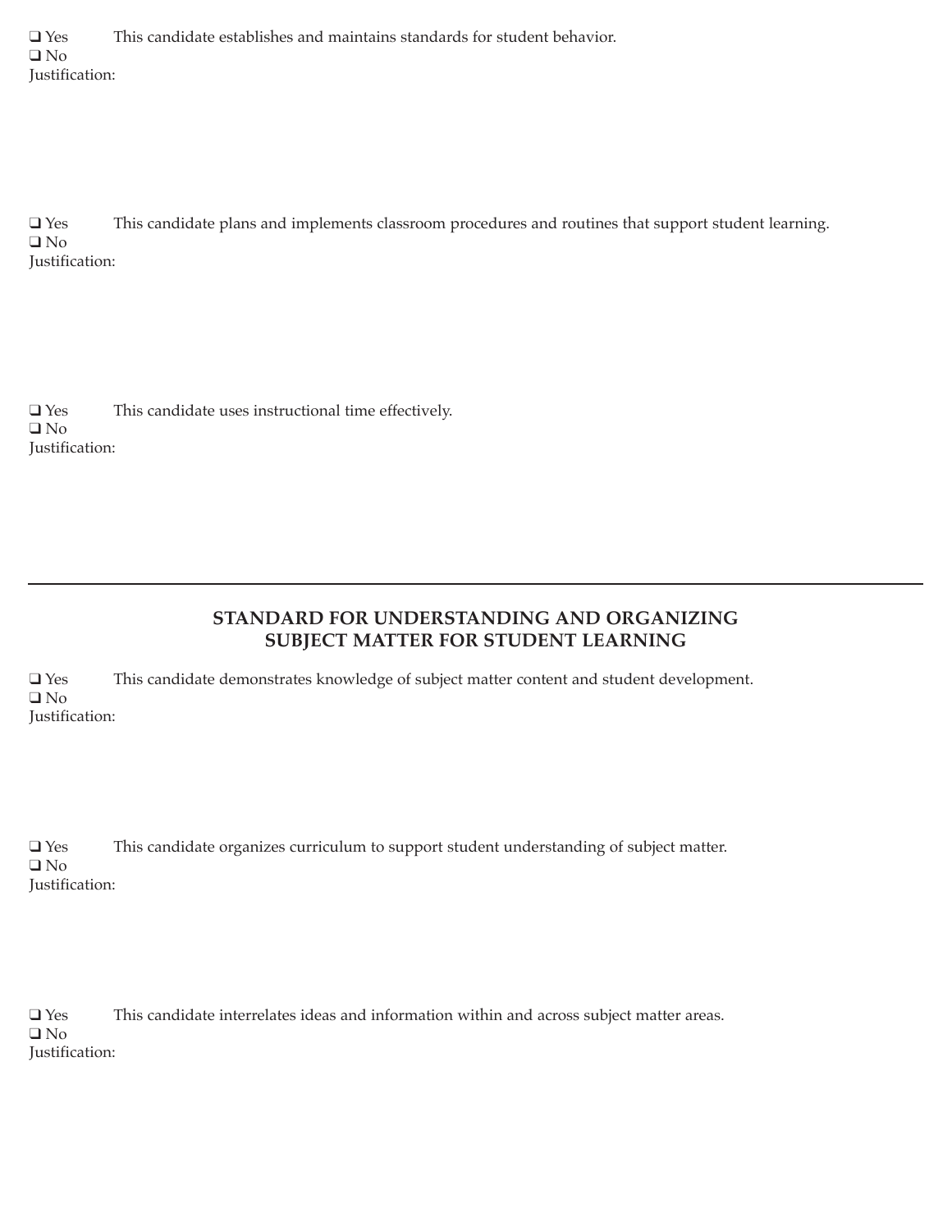❑ Yes This candidate establishes and maintains standards for student behavior.
❑ No
Justification:

❑ Yes This candidate plans and implements classroom procedures and routines that support student learning.
❑ No
Justification:

❑ Yes This candidate uses instructional time effectively.
❑ No
Justification:

---

## STANDARD FOR UNDERSTANDING AND ORGANIZING SUBJECT MATTER FOR STUDENT LEARNING

❑ Yes This candidate demonstrates knowledge of subject matter content and student development.
❑ No
Justification:

❑ Yes This candidate organizes curriculum to support student understanding of subject matter.
❑ No
Justification:

❑ Yes This candidate interrelates ideas and information within and across subject matter areas.
❑ No
Justification: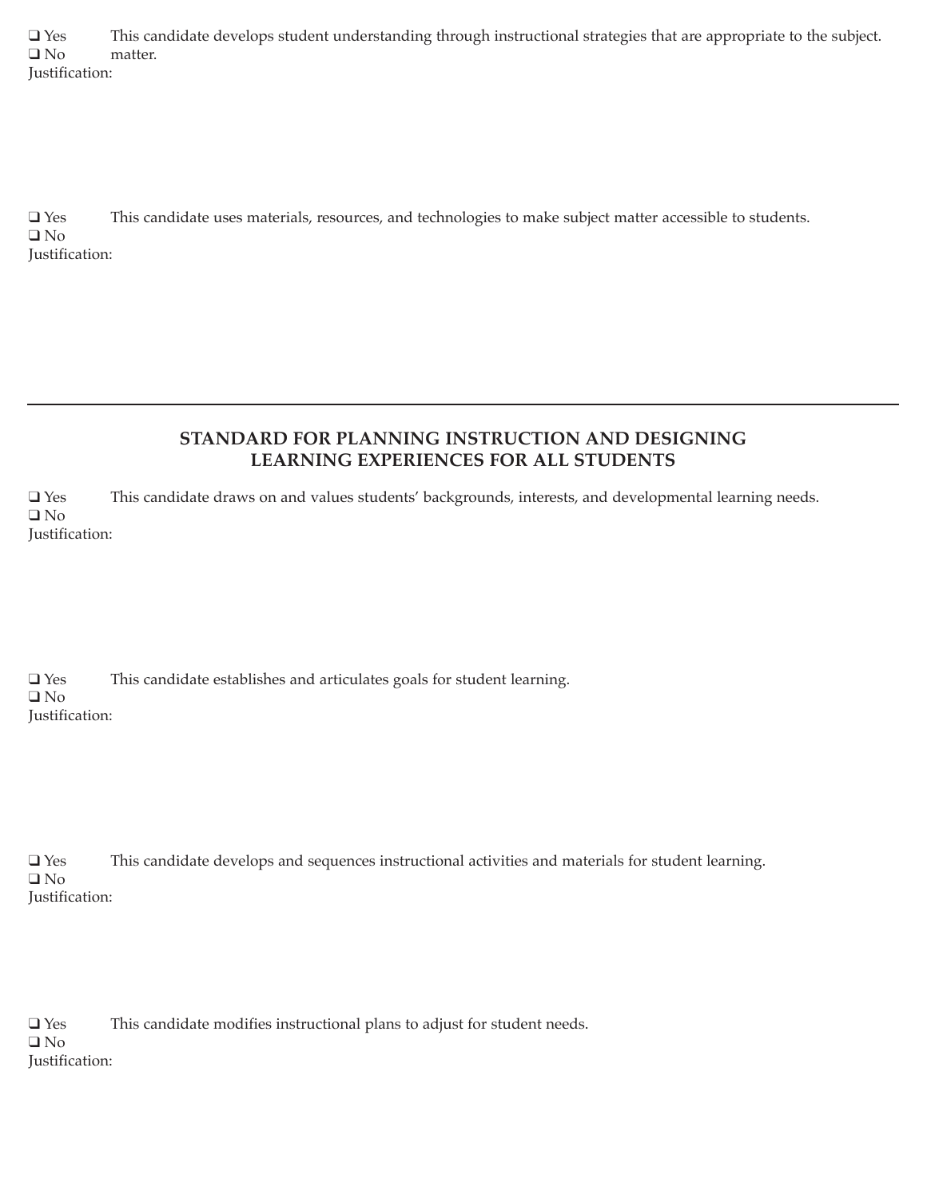❑ Yes This candidate develops student understanding through instructional strategies that are appropriate to the subject.
❑ No matter.
Justification:

❑ Yes This candidate uses materials, resources, and technologies to make subject matter accessible to students.
❑ No
Justification:

---

## STANDARD FOR PLANNING INSTRUCTION AND DESIGNING LEARNING EXPERIENCES FOR ALL STUDENTS

❑ Yes This candidate draws on and values students' backgrounds, interests, and developmental learning needs.
❑ No
Justification:

❑ Yes This candidate establishes and articulates goals for student learning.
❑ No
Justification:

❑ Yes This candidate develops and sequences instructional activities and materials for student learning.
❑ No
Justification:

❑ Yes This candidate modifies instructional plans to adjust for student needs.
❑ No
Justification: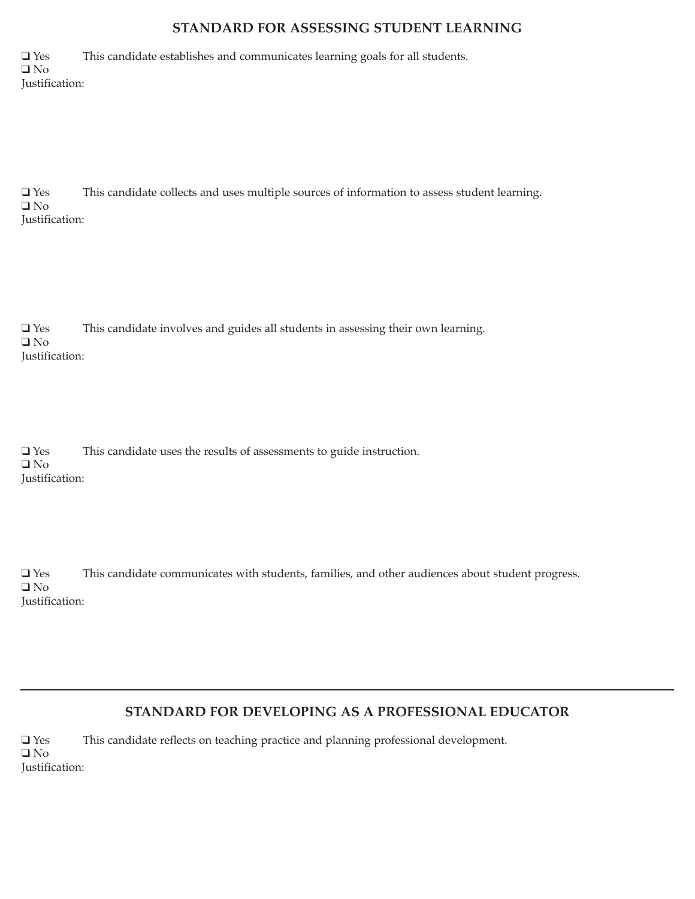## STANDARD FOR ASSESSING STUDENT LEARNING

❑ Yes This candidate establishes and communicates learning goals for all students.
❑ No
Justification:

❑ Yes This candidate collects and uses multiple sources of information to assess student learning.
❑ No
Justification:

❑ Yes This candidate involves and guides all students in assessing their own learning.
❑ No
Justification:

❑ Yes This candidate uses the results of assessments to guide instruction.
❑ No
Justification:

❑ Yes This candidate communicates with students, families, and other audiences about student progress.
❑ No
Justification:

---

## STANDARD FOR DEVELOPING AS A PROFESSIONAL EDUCATOR

❑ Yes This candidate reflects on teaching practice and planning professional development.
❑ No
Justification: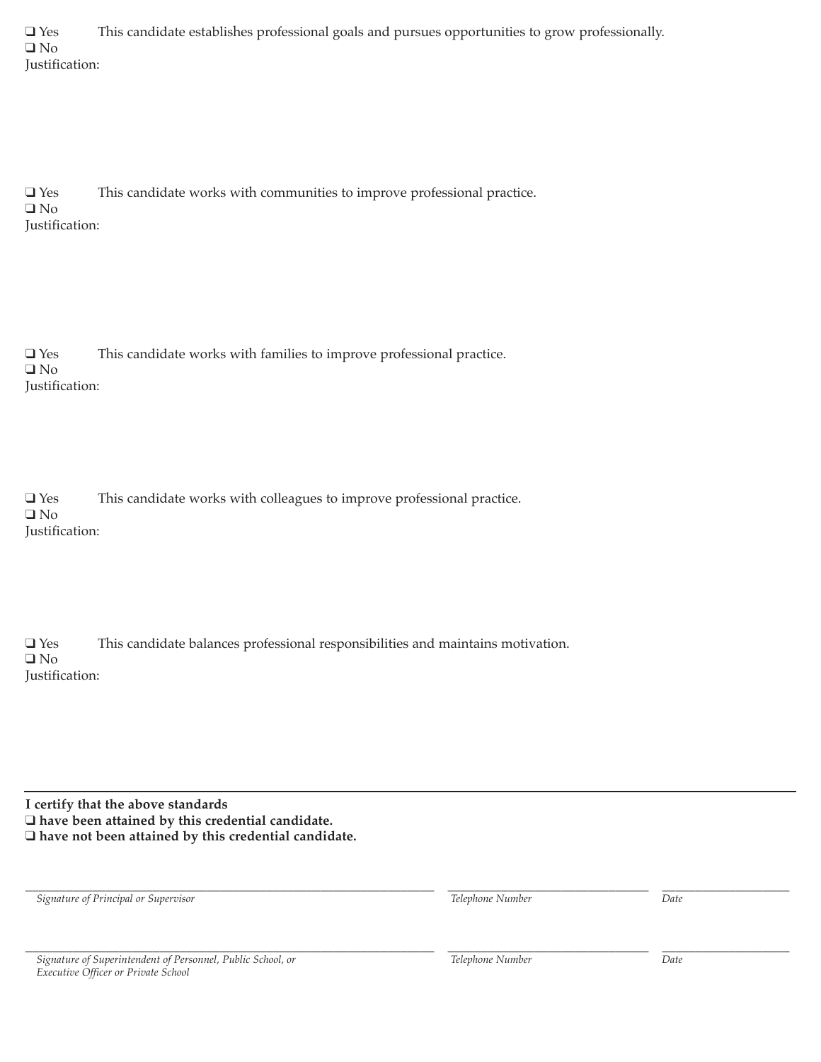❑ Yes This candidate establishes professional goals and pursues opportunities to grow professionally.
❑ No
Justification:

❑ Yes This candidate works with communities to improve professional practice.
❑ No
Justification:

❑ Yes This candidate works with families to improve professional practice.
❑ No
Justification:

❑ Yes This candidate works with colleagues to improve professional practice.
❑ No
Justification:

❑ Yes This candidate balances professional responsibilities and maintains motivation.
❑ No
Justification:

---

**I certify that the above standards**
**❑ have been attained by this credential candidate.**
**❑ have not been attained by this credential candidate.**

| | | |
|---|---|---|
| ______________________________ | ______________________________ | ______________________________ |
| *Signature of Principal or Supervisor* | *Telephone Number* | *Date* |
| ______________________________ | ______________________________ | ______________________________ |
| *Signature of Superintendent of Personnel, Public School, or Executive Officer or Private School* | *Telephone Number* | *Date* |